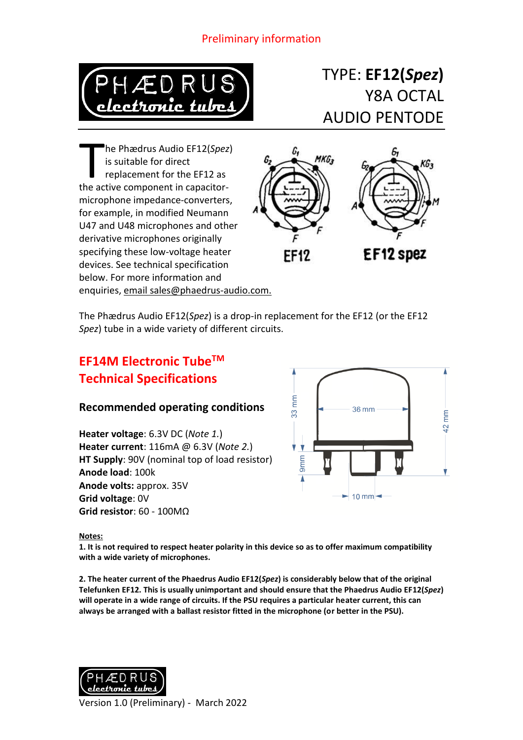Preliminary information

TYPE: **EF12(*Spez*)**
Y8A OCTAL
AUDIO PENTODE

The Phædrus Audio EF12(*Spez*) is suitable for direct replacement for the EF12 as the active component in capacitor-microphone impedance-converters, for example, in modified Neumann U47 and U48 microphones and other derivative microphones originally specifying these low-voltage heater devices. See technical specification below. For more information and enquiries, email sales@phaedrus-audio.com.

The Phædrus Audio EF12(*Spez*) is a drop-in replacement for the EF12 (or the EF12 *Spez*) tube in a wide variety of different circuits.

## EF14M Electronic Tube™ Technical Specifications

### Recommended operating conditions

**Heater voltage**: 6.3V DC (*Note 1.*)
**Heater current**: 116mA @ 6.3V (*Note 2.*)
**HT Supply**: 90V (nominal top of load resistor)
**Anode load**: 100k
**Anode volts:** approx. 35V
**Grid voltage**: 0V
**Grid resistor**: 60 - 100MΩ

**Notes:**

**1. It is not required to respect heater polarity in this device so as to offer maximum compatibility with a wide variety of microphones.**

**2. The heater current of the Phaedrus Audio EF12(*Spez*) is considerably below that of the original Telefunken EF12. This is usually unimportant and should ensure that the Phaedrus Audio EF12(*Spez*) will operate in a wide range of circuits. If the PSU requires a particular heater current, this can always be arranged with a ballast resistor fitted in the microphone (or better in the PSU).**

Version 1.0 (Preliminary) - March 2022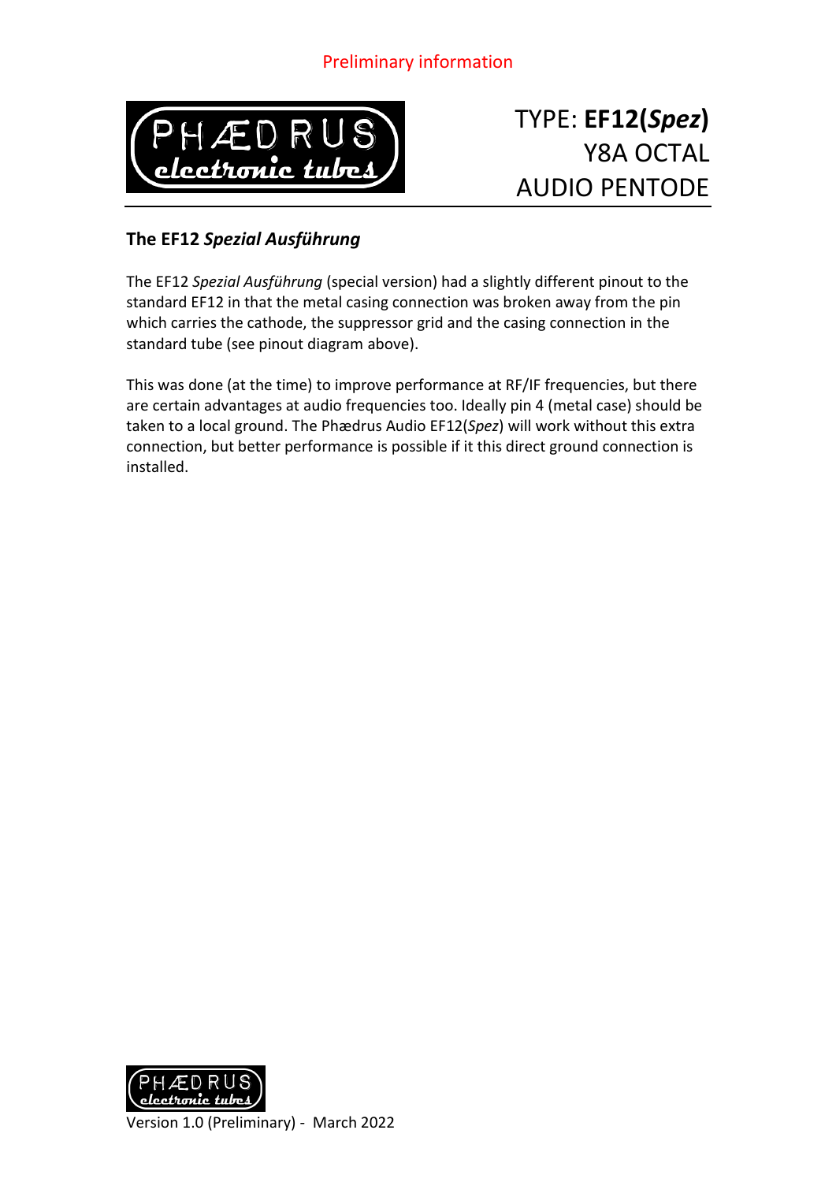Preliminary information

# TYPE: **EF12(*Spez*)**
## Y8A OCTAL
## AUDIO PENTODE

### The EF12 *Spezial Ausführung*

The EF12 *Spezial Ausführung* (special version) had a slightly different pinout to the standard EF12 in that the metal casing connection was broken away from the pin which carries the cathode, the suppressor grid and the casing connection in the standard tube (see pinout diagram above).

This was done (at the time) to improve performance at RF/IF frequencies, but there are certain advantages at audio frequencies too. Ideally pin 4 (metal case) should be taken to a local ground. The Phædrus Audio EF12(*Spez*) will work without this extra connection, but better performance is possible if it this direct ground connection is installed.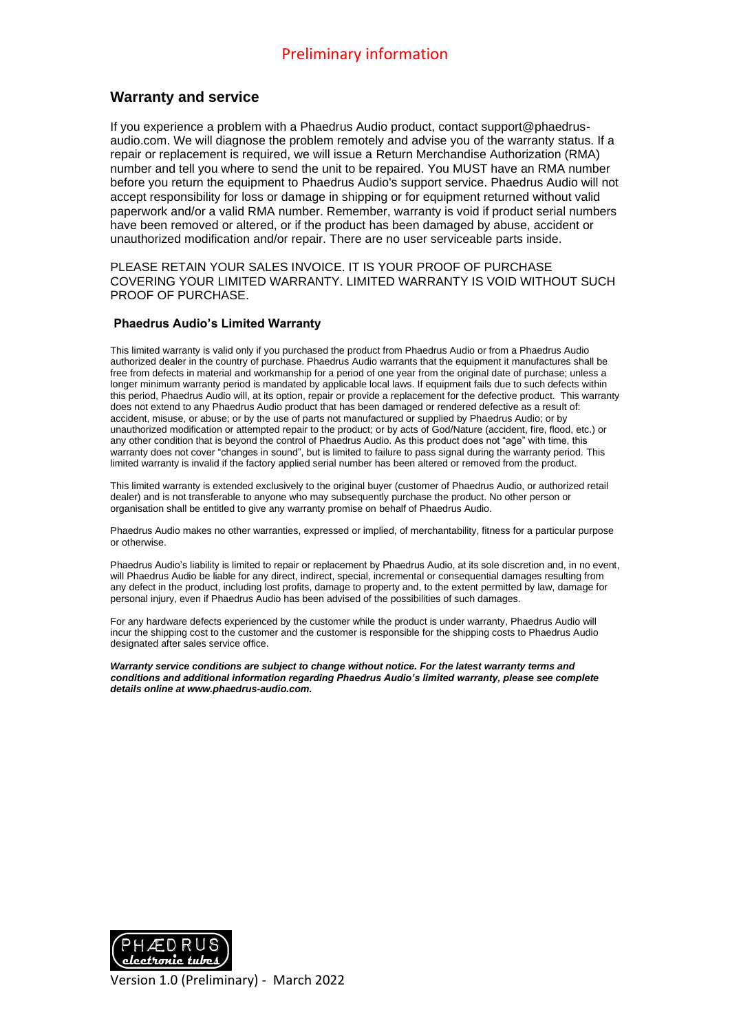# Preliminary information

## Warranty and service

If you experience a problem with a Phaedrus Audio product, contact support@phaedrus-audio.com. We will diagnose the problem remotely and advise you of the warranty status. If a repair or replacement is required, we will issue a Return Merchandise Authorization (RMA) number and tell you where to send the unit to be repaired. You MUST have an RMA number before you return the equipment to Phaedrus Audio's support service. Phaedrus Audio will not accept responsibility for loss or damage in shipping or for equipment returned without valid paperwork and/or a valid RMA number. Remember, warranty is void if product serial numbers have been removed or altered, or if the product has been damaged by abuse, accident or unauthorized modification and/or repair. There are no user serviceable parts inside.

PLEASE RETAIN YOUR SALES INVOICE. IT IS YOUR PROOF OF PURCHASE COVERING YOUR LIMITED WARRANTY. LIMITED WARRANTY IS VOID WITHOUT SUCH PROOF OF PURCHASE.

### Phaedrus Audio's Limited Warranty

This limited warranty is valid only if you purchased the product from Phaedrus Audio or from a Phaedrus Audio authorized dealer in the country of purchase. Phaedrus Audio warrants that the equipment it manufactures shall be free from defects in material and workmanship for a period of one year from the original date of purchase; unless a longer minimum warranty period is mandated by applicable local laws. If equipment fails due to such defects within this period, Phaedrus Audio will, at its option, repair or provide a replacement for the defective product. This warranty does not extend to any Phaedrus Audio product that has been damaged or rendered defective as a result of: accident, misuse, or abuse; or by the use of parts not manufactured or supplied by Phaedrus Audio; or by unauthorized modification or attempted repair to the product; or by acts of God/Nature (accident, fire, flood, etc.) or any other condition that is beyond the control of Phaedrus Audio. As this product does not "age" with time, this warranty does not cover "changes in sound", but is limited to failure to pass signal during the warranty period. This limited warranty is invalid if the factory applied serial number has been altered or removed from the product.

This limited warranty is extended exclusively to the original buyer (customer of Phaedrus Audio, or authorized retail dealer) and is not transferable to anyone who may subsequently purchase the product. No other person or organisation shall be entitled to give any warranty promise on behalf of Phaedrus Audio.

Phaedrus Audio makes no other warranties, expressed or implied, of merchantability, fitness for a particular purpose or otherwise.

Phaedrus Audio's liability is limited to repair or replacement by Phaedrus Audio, at its sole discretion and, in no event, will Phaedrus Audio be liable for any direct, indirect, special, incremental or consequential damages resulting from any defect in the product, including lost profits, damage to property and, to the extent permitted by law, damage for personal injury, even if Phaedrus Audio has been advised of the possibilities of such damages.

For any hardware defects experienced by the customer while the product is under warranty, Phaedrus Audio will incur the shipping cost to the customer and the customer is responsible for the shipping costs to Phaedrus Audio designated after sales service office.

***Warranty service conditions are subject to change without notice. For the latest warranty terms and conditions and additional information regarding Phaedrus Audio's limited warranty, please see complete details online at www.phaedrus-audio.com.***

PHÆDRUS electronic tubes

Version 1.0 (Preliminary) - March 2022